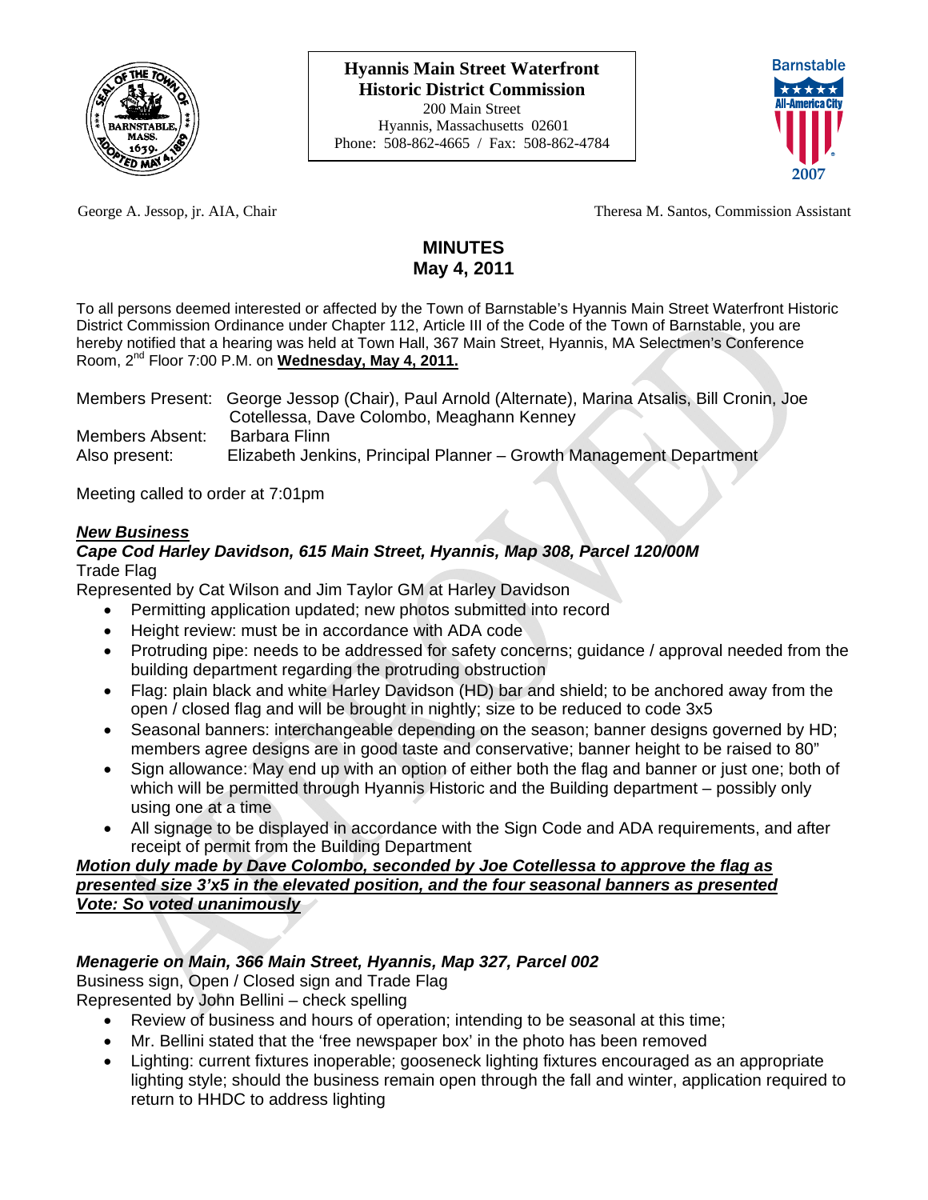**Hyannis Main Street Waterfront Historic District Commission**
200 Main Street
Hyannis, Massachusetts 02601
Phone: 508-862-4665 / Fax: 508-862-4784

George A. Jessop, jr. AIA, Chair — Theresa M. Santos, Commission Assistant

# MINUTES
## May 4, 2011

To all persons deemed interested or affected by the Town of Barnstable's Hyannis Main Street Waterfront Historic District Commission Ordinance under Chapter 112, Article III of the Code of the Town of Barnstable, you are hereby notified that a hearing was held at Town Hall, 367 Main Street, Hyannis, MA Selectmen's Conference Room, 2nd Floor 7:00 P.M. on **Wednesday, May 4, 2011.**

Members Present: George Jessop (Chair), Paul Arnold (Alternate), Marina Atsalis, Bill Cronin, Joe Cotellessa, Dave Colombo, Meaghann Kenney
Members Absent: Barbara Flinn
Also present: Elizabeth Jenkins, Principal Planner – Growth Management Department

Meeting called to order at 7:01pm

***New Business***

***Cape Cod Harley Davidson, 615 Main Street, Hyannis, Map 308, Parcel 120/00M***
Trade Flag
Represented by Cat Wilson and Jim Taylor GM at Harley Davidson

- Permitting application updated; new photos submitted into record
- Height review: must be in accordance with ADA code
- Protruding pipe: needs to be addressed for safety concerns; guidance / approval needed from the building department regarding the protruding obstruction
- Flag: plain black and white Harley Davidson (HD) bar and shield; to be anchored away from the open / closed flag and will be brought in nightly; size to be reduced to code 3x5
- Seasonal banners: interchangeable depending on the season; banner designs governed by HD; members agree designs are in good taste and conservative; banner height to be raised to 80"
- Sign allowance: May end up with an option of either both the flag and banner or just one; both of which will be permitted through Hyannis Historic and the Building department – possibly only using one at a time
- All signage to be displayed in accordance with the Sign Code and ADA requirements, and after receipt of permit from the Building Department

***Motion duly made by Dave Colombo, seconded by Joe Cotellessa to approve the flag as presented size 3'x5 in the elevated position, and the four seasonal banners as presented***
***Vote: So voted unanimously***

***Menagerie on Main, 366 Main Street, Hyannis, Map 327, Parcel 002***
Business sign, Open / Closed sign and Trade Flag
Represented by John Bellini – check spelling

- Review of business and hours of operation; intending to be seasonal at this time;
- Mr. Bellini stated that the 'free newspaper box' in the photo has been removed
- Lighting: current fixtures inoperable; gooseneck lighting fixtures encouraged as an appropriate lighting style; should the business remain open through the fall and winter, application required to return to HHDC to address lighting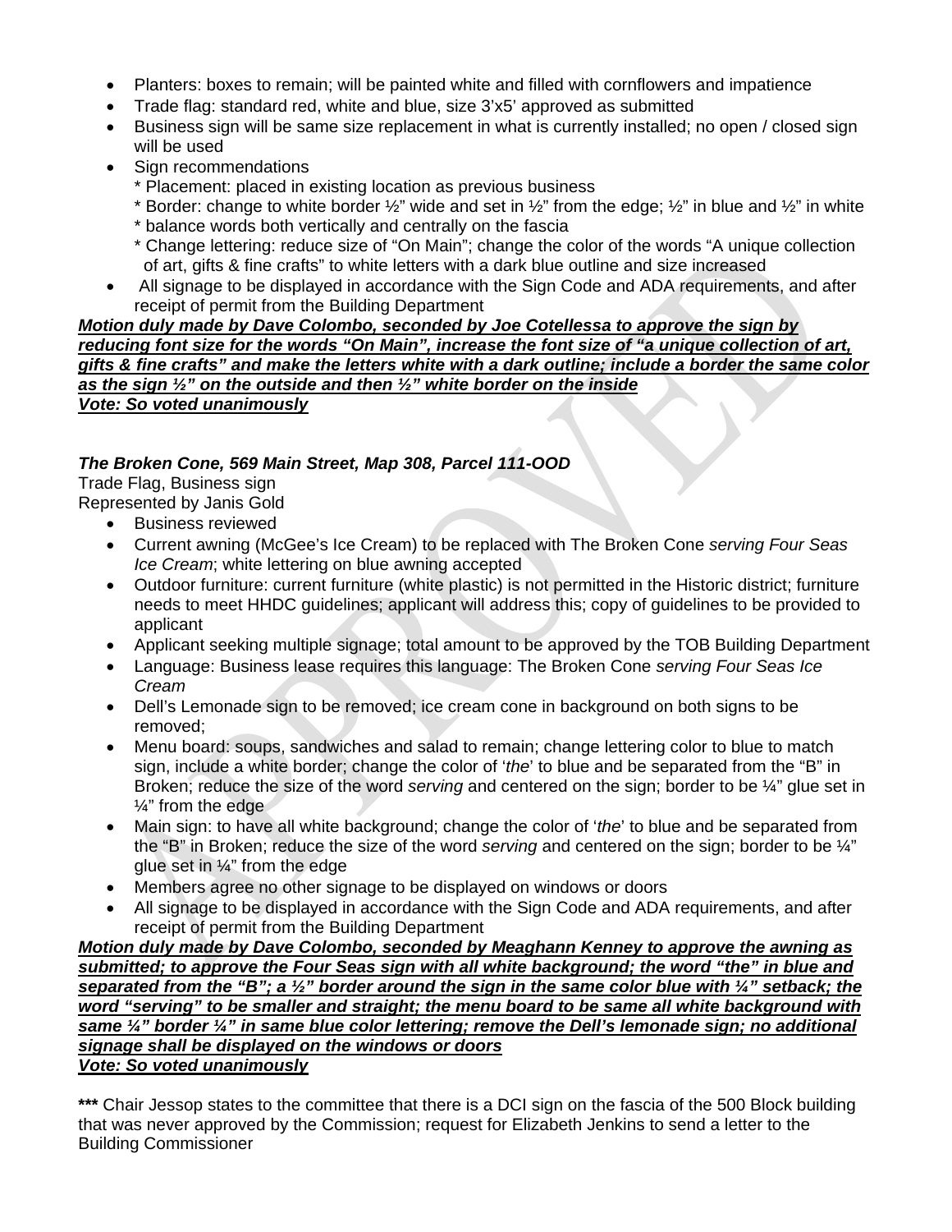- Planters: boxes to remain; will be painted white and filled with cornflowers and impatience
- Trade flag: standard red, white and blue, size 3'x5' approved as submitted
- Business sign will be same size replacement in what is currently installed; no open / closed sign will be used
- Sign recommendations
  * Placement: placed in existing location as previous business
  * Border: change to white border ½" wide and set in ½" from the edge; ½" in blue and ½" in white
  * balance words both vertically and centrally on the fascia
  * Change lettering: reduce size of "On Main"; change the color of the words "A unique collection of art, gifts & fine crafts" to white letters with a dark blue outline and size increased
- All signage to be displayed in accordance with the Sign Code and ADA requirements, and after receipt of permit from the Building Department

***<u>Motion duly made by Dave Colombo, seconded by Joe Cotellessa to approve the sign by reducing font size for the words "On Main", increase the font size of "a unique collection of art, gifts & fine crafts" and make the letters white with a dark outline; include a border the same color as the sign ½" on the outside and then ½" white border on the inside</u>***
***<u>Vote: So voted unanimously</u>***

***The Broken Cone, 569 Main Street, Map 308, Parcel 111-OOD***
Trade Flag, Business sign
Represented by Janis Gold

- Business reviewed
- Current awning (McGee's Ice Cream) to be replaced with The Broken Cone *serving Four Seas Ice Cream*; white lettering on blue awning accepted
- Outdoor furniture: current furniture (white plastic) is not permitted in the Historic district; furniture needs to meet HHDC guidelines; applicant will address this; copy of guidelines to be provided to applicant
- Applicant seeking multiple signage; total amount to be approved by the TOB Building Department
- Language: Business lease requires this language: The Broken Cone *serving Four Seas Ice Cream*
- Dell's Lemonade sign to be removed; ice cream cone in background on both signs to be removed;
- Menu board: soups, sandwiches and salad to remain; change lettering color to blue to match sign, include a white border; change the color of '*the*' to blue and be separated from the "B" in Broken; reduce the size of the word *serving* and centered on the sign; border to be ¼" glue set in ¼" from the edge
- Main sign: to have all white background; change the color of '*the*' to blue and be separated from the "B" in Broken; reduce the size of the word *serving* and centered on the sign; border to be ¼" glue set in ¼" from the edge
- Members agree no other signage to be displayed on windows or doors
- All signage to be displayed in accordance with the Sign Code and ADA requirements, and after receipt of permit from the Building Department

***<u>Motion duly made by Dave Colombo, seconded by Meaghann Kenney to approve the awning as submitted; to approve the Four Seas sign with all white background; the word "the" in blue and separated from the "B"; a ½" border around the sign in the same color blue with ¼" setback; the word "serving" to be smaller and straight; the menu board to be same all white background with same ¼" border ¼" in same blue color lettering; remove the Dell's lemonade sign; no additional signage shall be displayed on the windows or doors</u>***
***<u>Vote: So voted unanimously</u>***

**\*\*\*** Chair Jessop states to the committee that there is a DCI sign on the fascia of the 500 Block building that was never approved by the Commission; request for Elizabeth Jenkins to send a letter to the Building Commissioner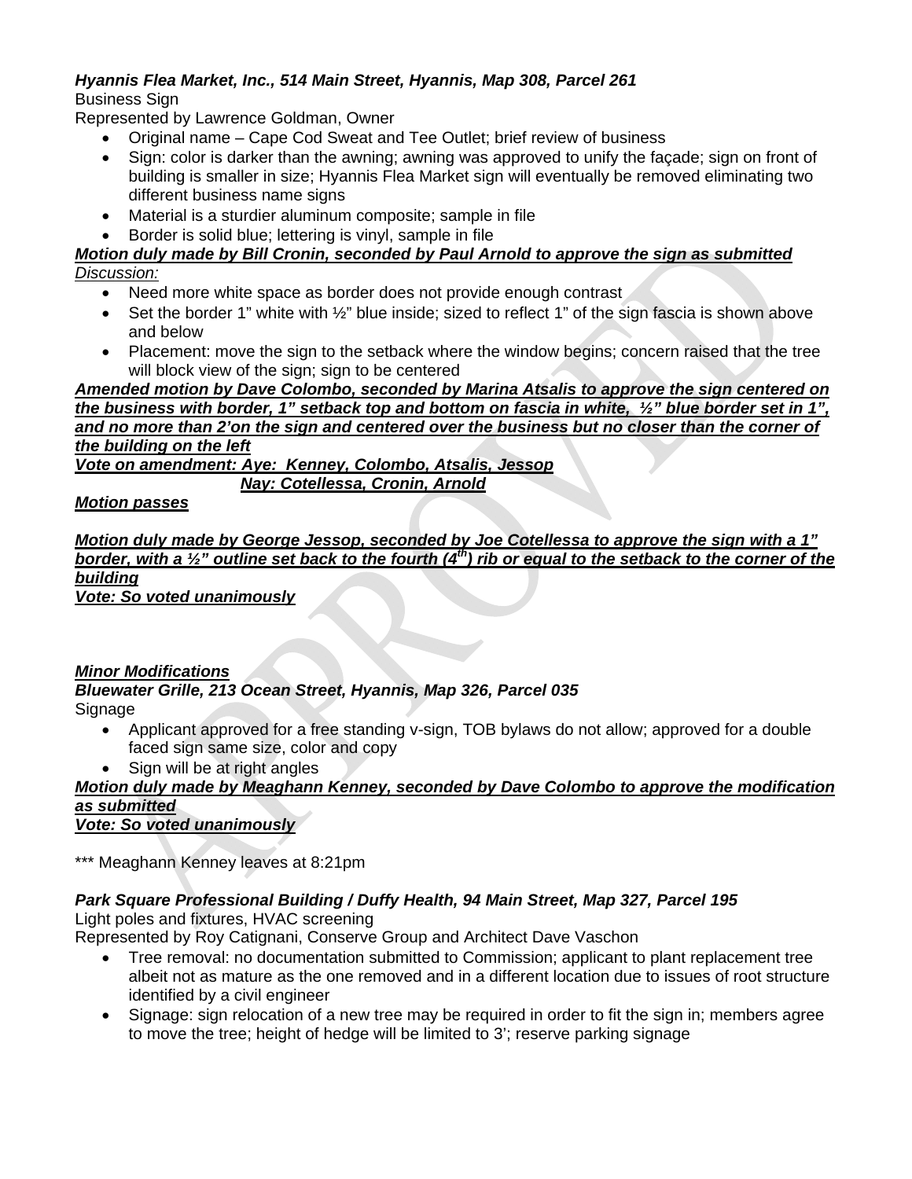***Hyannis Flea Market, Inc., 514 Main Street, Hyannis, Map 308, Parcel 261***

Business Sign

Represented by Lawrence Goldman, Owner

- Original name – Cape Cod Sweat and Tee Outlet; brief review of business
- Sign: color is darker than the awning; awning was approved to unify the façade; sign on front of building is smaller in size; Hyannis Flea Market sign will eventually be removed eliminating two different business name signs
- Material is a sturdier aluminum composite; sample in file
- Border is solid blue; lettering is vinyl, sample in file

***Motion duly made by Bill Cronin, seconded by Paul Arnold to approve the sign as submitted***

*Discussion:*

- Need more white space as border does not provide enough contrast
- Set the border 1" white with ½" blue inside; sized to reflect 1" of the sign fascia is shown above and below
- Placement: move the sign to the setback where the window begins; concern raised that the tree will block view of the sign; sign to be centered

***Amended motion by Dave Colombo, seconded by Marina Atsalis to approve the sign centered on the business with border, 1" setback top and bottom on fascia in white, ½" blue border set in 1", and no more than 2'on the sign and centered over the business but no closer than the corner of the building on the left***

***Vote on amendment: Aye: Kenney, Colombo, Atsalis, Jessop***

***Nay: Cotellessa, Cronin, Arnold***

***Motion passes***

***Motion duly made by George Jessop, seconded by Joe Cotellessa to approve the sign with a 1" border, with a ½" outline set back to the fourth (4th) rib or equal to the setback to the corner of the building***

***Vote: So voted unanimously***

***Minor Modifications***

***Bluewater Grille, 213 Ocean Street, Hyannis, Map 326, Parcel 035***

Signage

- Applicant approved for a free standing v-sign, TOB bylaws do not allow; approved for a double faced sign same size, color and copy
- Sign will be at right angles

***Motion duly made by Meaghann Kenney, seconded by Dave Colombo to approve the modification as submitted***

***Vote: So voted unanimously***

*** Meaghann Kenney leaves at 8:21pm

***Park Square Professional Building / Duffy Health, 94 Main Street, Map 327, Parcel 195***

Light poles and fixtures, HVAC screening

Represented by Roy Catignani, Conserve Group and Architect Dave Vaschon

- Tree removal: no documentation submitted to Commission; applicant to plant replacement tree albeit not as mature as the one removed and in a different location due to issues of root structure identified by a civil engineer
- Signage: sign relocation of a new tree may be required in order to fit the sign in; members agree to move the tree; height of hedge will be limited to 3'; reserve parking signage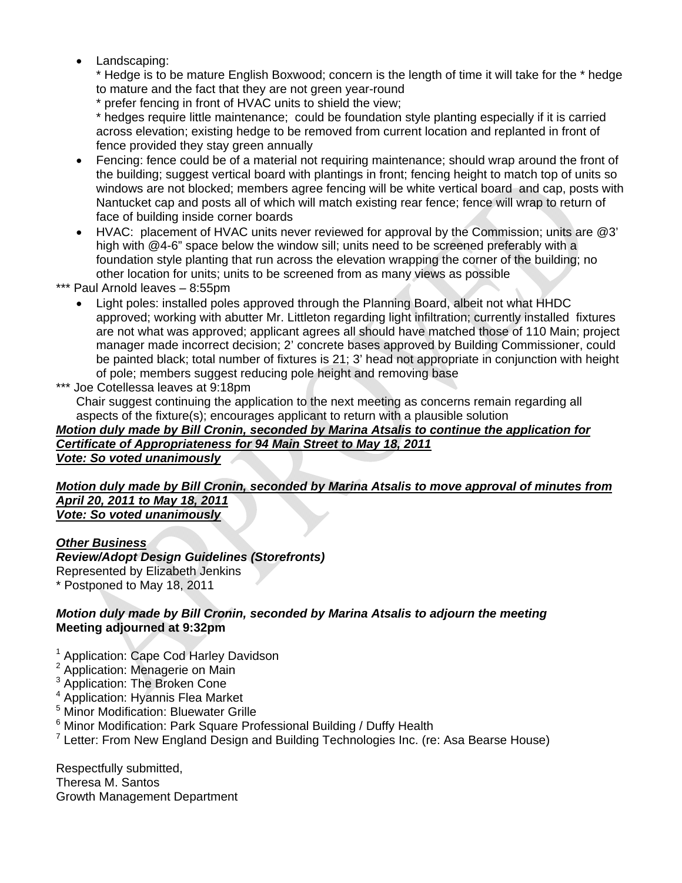- Landscaping:
  * Hedge is to be mature English Boxwood; concern is the length of time it will take for the * hedge to mature and the fact that they are not green year-round
  * prefer fencing in front of HVAC units to shield the view;
  * hedges require little maintenance; could be foundation style planting especially if it is carried across elevation; existing hedge to be removed from current location and replanted in front of fence provided they stay green annually
- Fencing: fence could be of a material not requiring maintenance; should wrap around the front of the building; suggest vertical board with plantings in front; fencing height to match top of units so windows are not blocked; members agree fencing will be white vertical board and cap, posts with Nantucket cap and posts all of which will match existing rear fence; fence will wrap to return of face of building inside corner boards
- HVAC: placement of HVAC units never reviewed for approval by the Commission; units are @3' high with @4-6" space below the window sill; units need to be screened preferably with a foundation style planting that run across the elevation wrapping the corner of the building; no other location for units; units to be screened from as many views as possible

*** Paul Arnold leaves – 8:55pm

- Light poles: installed poles approved through the Planning Board, albeit not what HHDC approved; working with abutter Mr. Littleton regarding light infiltration; currently installed fixtures are not what was approved; applicant agrees all should have matched those of 110 Main; project manager made incorrect decision; 2' concrete bases approved by Building Commissioner, could be painted black; total number of fixtures is 21; 3' head not appropriate in conjunction with height of pole; members suggest reducing pole height and removing base

*** Joe Cotellessa leaves at 9:18pm

Chair suggest continuing the application to the next meeting as concerns remain regarding all aspects of the fixture(s); encourages applicant to return with a plausible solution

***Motion duly made by Bill Cronin, seconded by Marina Atsalis to continue the application for Certificate of Appropriateness for 94 Main Street to May 18, 2011***
***Vote: So voted unanimously***

***Motion duly made by Bill Cronin, seconded by Marina Atsalis to move approval of minutes from April 20, 2011 to May 18, 2011***
***Vote: So voted unanimously***

***Other Business***
***Review/Adopt Design Guidelines (Storefronts)***
Represented by Elizabeth Jenkins
* Postponed to May 18, 2011

***Motion duly made by Bill Cronin, seconded by Marina Atsalis to adjourn the meeting***
**Meeting adjourned at 9:32pm**

[1] Application: Cape Cod Harley Davidson
[2] Application: Menagerie on Main
[3] Application: The Broken Cone
[4] Application: Hyannis Flea Market
[5] Minor Modification: Bluewater Grille
[6] Minor Modification: Park Square Professional Building / Duffy Health
[7] Letter: From New England Design and Building Technologies Inc. (re: Asa Bearse House)

Respectfully submitted,
Theresa M. Santos
Growth Management Department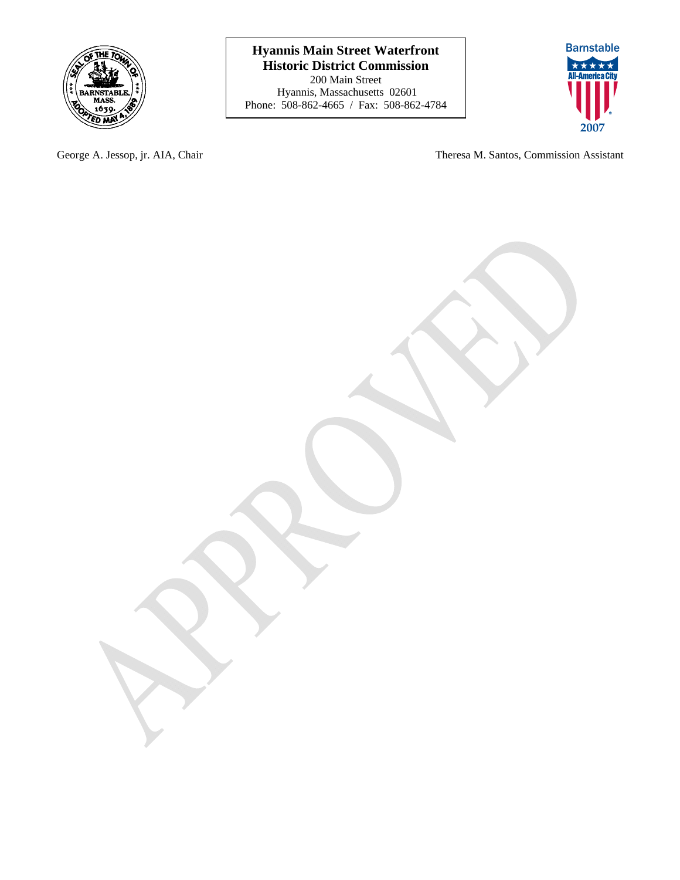**Hyannis Main Street Waterfront Historic District Commission**
200 Main Street
Hyannis, Massachusetts 02601
Phone: 508-862-4665 / Fax: 508-862-4784

Barnstable
All-America City
2007

George A. Jessop, jr. AIA, Chair

Theresa M. Santos, Commission Assistant

APPROVED